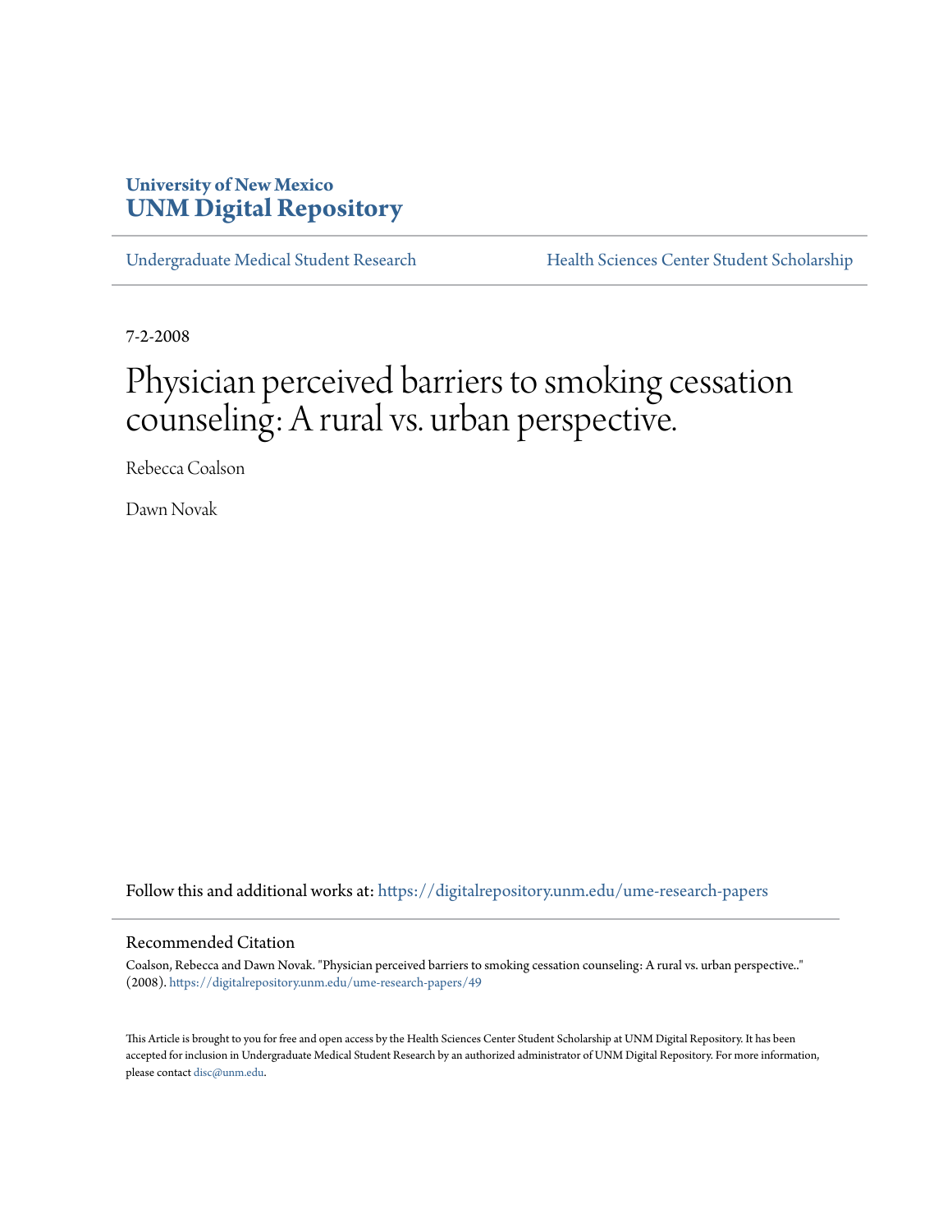**University of New Mexico**
**UNM Digital Repository**

Undergraduate Medical Student Research | Health Sciences Center Student Scholarship

7-2-2008

# Physician perceived barriers to smoking cessation counseling: A rural vs. urban perspective.

Rebecca Coalson

Dawn Novak

Follow this and additional works at: https://digitalrepository.unm.edu/ume-research-papers

## Recommended Citation

Coalson, Rebecca and Dawn Novak. "Physician perceived barriers to smoking cessation counseling: A rural vs. urban perspective.." (2008). https://digitalrepository.unm.edu/ume-research-papers/49

This Article is brought to you for free and open access by the Health Sciences Center Student Scholarship at UNM Digital Repository. It has been accepted for inclusion in Undergraduate Medical Student Research by an authorized administrator of UNM Digital Repository. For more information, please contact disc@unm.edu.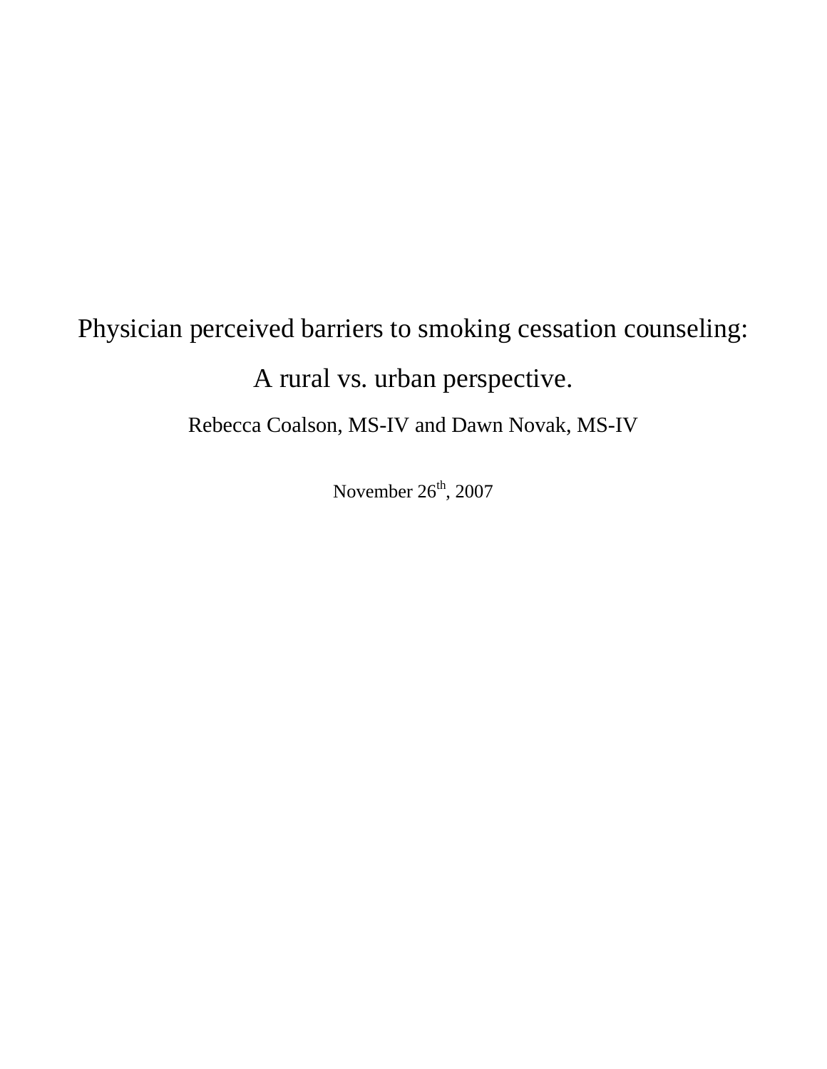# Physician perceived barriers to smoking cessation counseling:

# A rural vs. urban perspective.

Rebecca Coalson, MS-IV and Dawn Novak, MS-IV

November 26th, 2007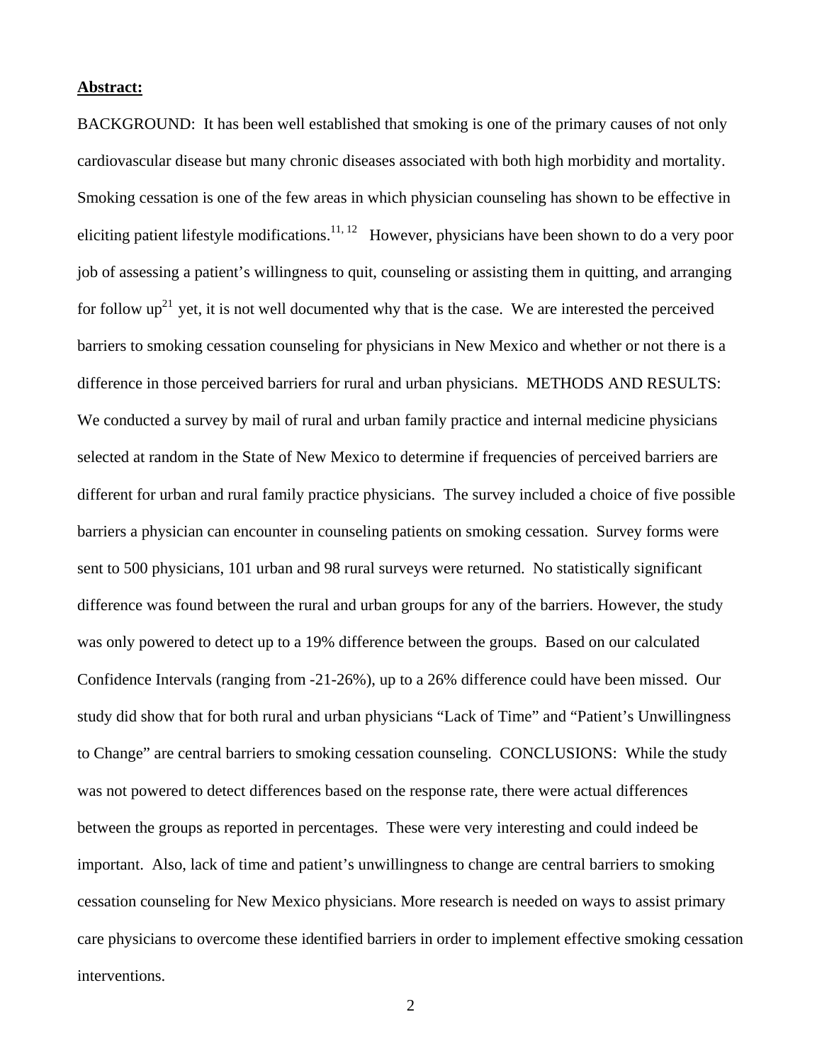**Abstract:**

BACKGROUND: It has been well established that smoking is one of the primary causes of not only cardiovascular disease but many chronic diseases associated with both high morbidity and mortality. Smoking cessation is one of the few areas in which physician counseling has shown to be effective in eliciting patient lifestyle modifications.[11, 12] However, physicians have been shown to do a very poor job of assessing a patient's willingness to quit, counseling or assisting them in quitting, and arranging for follow up[21] yet, it is not well documented why that is the case. We are interested the perceived barriers to smoking cessation counseling for physicians in New Mexico and whether or not there is a difference in those perceived barriers for rural and urban physicians. METHODS AND RESULTS: We conducted a survey by mail of rural and urban family practice and internal medicine physicians selected at random in the State of New Mexico to determine if frequencies of perceived barriers are different for urban and rural family practice physicians. The survey included a choice of five possible barriers a physician can encounter in counseling patients on smoking cessation. Survey forms were sent to 500 physicians, 101 urban and 98 rural surveys were returned. No statistically significant difference was found between the rural and urban groups for any of the barriers. However, the study was only powered to detect up to a 19% difference between the groups. Based on our calculated Confidence Intervals (ranging from -21-26%), up to a 26% difference could have been missed. Our study did show that for both rural and urban physicians "Lack of Time" and "Patient's Unwillingness to Change" are central barriers to smoking cessation counseling. CONCLUSIONS: While the study was not powered to detect differences based on the response rate, there were actual differences between the groups as reported in percentages. These were very interesting and could indeed be important. Also, lack of time and patient's unwillingness to change are central barriers to smoking cessation counseling for New Mexico physicians. More research is needed on ways to assist primary care physicians to overcome these identified barriers in order to implement effective smoking cessation interventions.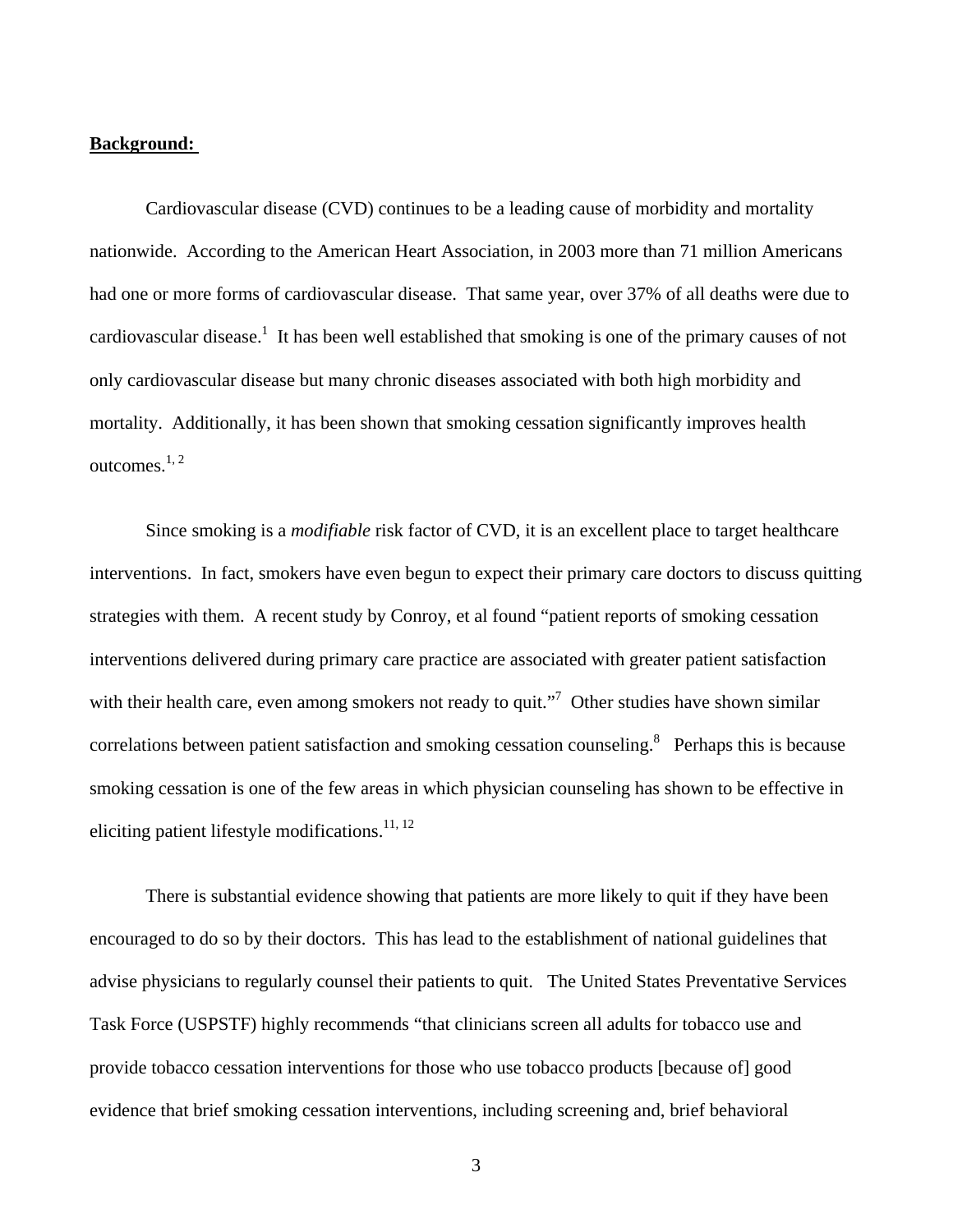**Background:**

Cardiovascular disease (CVD) continues to be a leading cause of morbidity and mortality nationwide. According to the American Heart Association, in 2003 more than 71 million Americans had one or more forms of cardiovascular disease. That same year, over 37% of all deaths were due to cardiovascular disease.[1] It has been well established that smoking is one of the primary causes of not only cardiovascular disease but many chronic diseases associated with both high morbidity and mortality. Additionally, it has been shown that smoking cessation significantly improves health outcomes.[1, 2]

Since smoking is a *modifiable* risk factor of CVD, it is an excellent place to target healthcare interventions. In fact, smokers have even begun to expect their primary care doctors to discuss quitting strategies with them. A recent study by Conroy, et al found "patient reports of smoking cessation interventions delivered during primary care practice are associated with greater patient satisfaction with their health care, even among smokers not ready to quit."[7] Other studies have shown similar correlations between patient satisfaction and smoking cessation counseling.[8] Perhaps this is because smoking cessation is one of the few areas in which physician counseling has shown to be effective in eliciting patient lifestyle modifications.[11, 12]

There is substantial evidence showing that patients are more likely to quit if they have been encouraged to do so by their doctors. This has lead to the establishment of national guidelines that advise physicians to regularly counsel their patients to quit. The United States Preventative Services Task Force (USPSTF) highly recommends "that clinicians screen all adults for tobacco use and provide tobacco cessation interventions for those who use tobacco products [because of] good evidence that brief smoking cessation interventions, including screening and, brief behavioral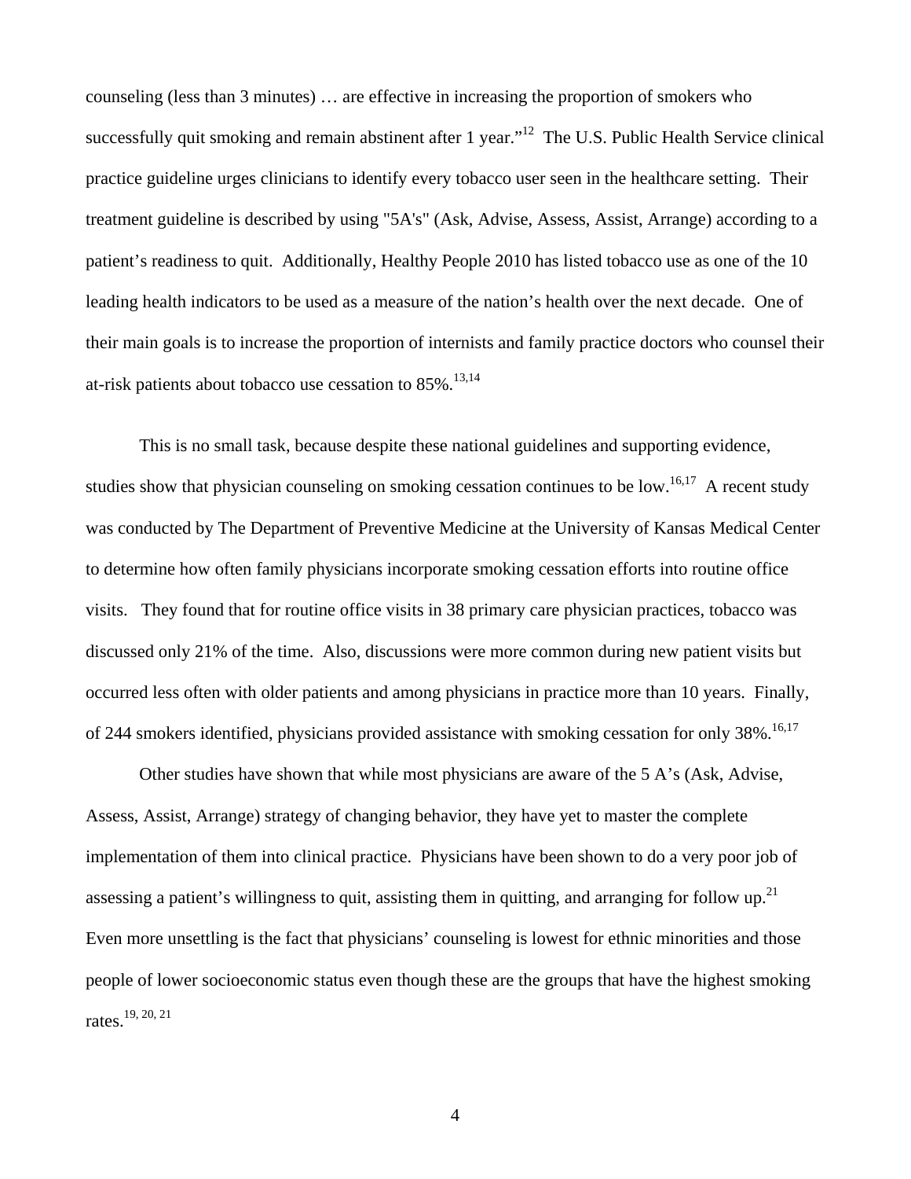counseling (less than 3 minutes) … are effective in increasing the proportion of smokers who successfully quit smoking and remain abstinent after 1 year."[12] The U.S. Public Health Service clinical practice guideline urges clinicians to identify every tobacco user seen in the healthcare setting. Their treatment guideline is described by using "5A's" (Ask, Advise, Assess, Assist, Arrange) according to a patient's readiness to quit. Additionally, Healthy People 2010 has listed tobacco use as one of the 10 leading health indicators to be used as a measure of the nation's health over the next decade. One of their main goals is to increase the proportion of internists and family practice doctors who counsel their at-risk patients about tobacco use cessation to 85%.[13,14]

This is no small task, because despite these national guidelines and supporting evidence, studies show that physician counseling on smoking cessation continues to be low.[16,17] A recent study was conducted by The Department of Preventive Medicine at the University of Kansas Medical Center to determine how often family physicians incorporate smoking cessation efforts into routine office visits. They found that for routine office visits in 38 primary care physician practices, tobacco was discussed only 21% of the time. Also, discussions were more common during new patient visits but occurred less often with older patients and among physicians in practice more than 10 years. Finally, of 244 smokers identified, physicians provided assistance with smoking cessation for only 38%.[16,17]

Other studies have shown that while most physicians are aware of the 5 A's (Ask, Advise, Assess, Assist, Arrange) strategy of changing behavior, they have yet to master the complete implementation of them into clinical practice. Physicians have been shown to do a very poor job of assessing a patient's willingness to quit, assisting them in quitting, and arranging for follow up.[21] Even more unsettling is the fact that physicians' counseling is lowest for ethnic minorities and those people of lower socioeconomic status even though these are the groups that have the highest smoking rates.[19, 20, 21]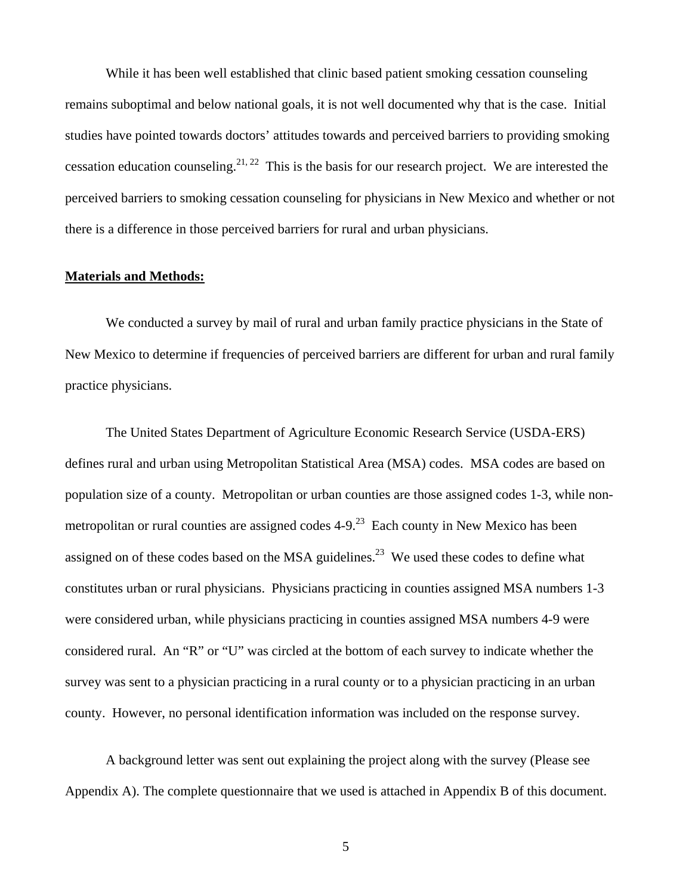While it has been well established that clinic based patient smoking cessation counseling remains suboptimal and below national goals, it is not well documented why that is the case. Initial studies have pointed towards doctors' attitudes towards and perceived barriers to providing smoking cessation education counseling.[21, 22] This is the basis for our research project. We are interested the perceived barriers to smoking cessation counseling for physicians in New Mexico and whether or not there is a difference in those perceived barriers for rural and urban physicians.

## Materials and Methods:

We conducted a survey by mail of rural and urban family practice physicians in the State of New Mexico to determine if frequencies of perceived barriers are different for urban and rural family practice physicians.

The United States Department of Agriculture Economic Research Service (USDA-ERS) defines rural and urban using Metropolitan Statistical Area (MSA) codes. MSA codes are based on population size of a county. Metropolitan or urban counties are those assigned codes 1-3, while non-metropolitan or rural counties are assigned codes 4-9.[23] Each county in New Mexico has been assigned on of these codes based on the MSA guidelines.[23] We used these codes to define what constitutes urban or rural physicians. Physicians practicing in counties assigned MSA numbers 1-3 were considered urban, while physicians practicing in counties assigned MSA numbers 4-9 were considered rural. An "R" or "U" was circled at the bottom of each survey to indicate whether the survey was sent to a physician practicing in a rural county or to a physician practicing in an urban county. However, no personal identification information was included on the response survey.

A background letter was sent out explaining the project along with the survey (Please see Appendix A). The complete questionnaire that we used is attached in Appendix B of this document.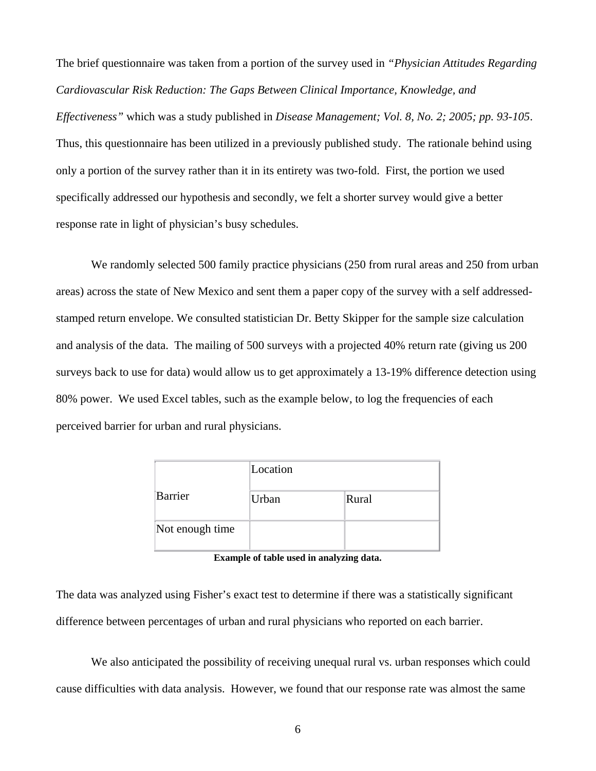The brief questionnaire was taken from a portion of the survey used in *"Physician Attitudes Regarding Cardiovascular Risk Reduction: The Gaps Between Clinical Importance, Knowledge, and Effectiveness"* which was a study published in *Disease Management; Vol. 8, No. 2; 2005; pp. 93-105*. Thus, this questionnaire has been utilized in a previously published study. The rationale behind using only a portion of the survey rather than it in its entirety was two-fold. First, the portion we used specifically addressed our hypothesis and secondly, we felt a shorter survey would give a better response rate in light of physician's busy schedules.

We randomly selected 500 family practice physicians (250 from rural areas and 250 from urban areas) across the state of New Mexico and sent them a paper copy of the survey with a self addressed-stamped return envelope. We consulted statistician Dr. Betty Skipper for the sample size calculation and analysis of the data. The mailing of 500 surveys with a projected 40% return rate (giving us 200 surveys back to use for data) would allow us to get approximately a 13-19% difference detection using 80% power. We used Excel tables, such as the example below, to log the frequencies of each perceived barrier for urban and rural physicians.

| Barrier | Location | |
|---|---|---|
| | Urban | Rural |
| Not enough time | | |

**Example of table used in analyzing data.**

The data was analyzed using Fisher's exact test to determine if there was a statistically significant difference between percentages of urban and rural physicians who reported on each barrier.

We also anticipated the possibility of receiving unequal rural vs. urban responses which could cause difficulties with data analysis. However, we found that our response rate was almost the same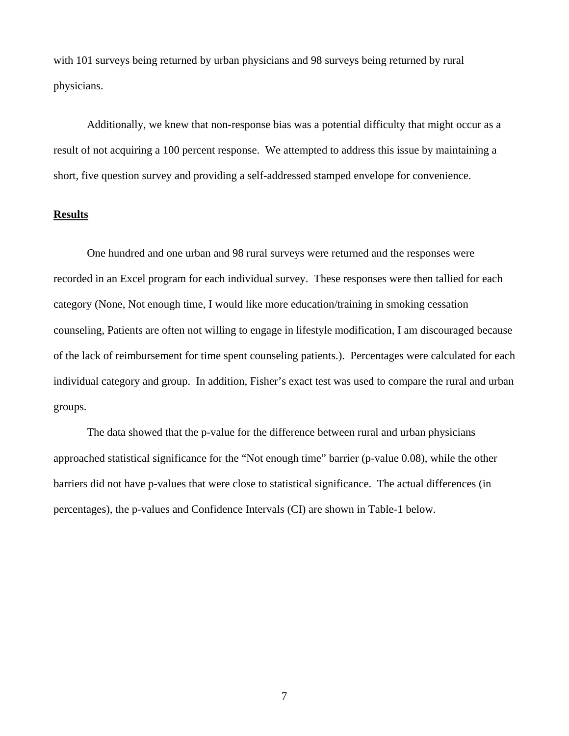with 101 surveys being returned by urban physicians and 98 surveys being returned by rural physicians.

Additionally, we knew that non-response bias was a potential difficulty that might occur as a result of not acquiring a 100 percent response. We attempted to address this issue by maintaining a short, five question survey and providing a self-addressed stamped envelope for convenience.

## Results

One hundred and one urban and 98 rural surveys were returned and the responses were recorded in an Excel program for each individual survey. These responses were then tallied for each category (None, Not enough time, I would like more education/training in smoking cessation counseling, Patients are often not willing to engage in lifestyle modification, I am discouraged because of the lack of reimbursement for time spent counseling patients.). Percentages were calculated for each individual category and group. In addition, Fisher's exact test was used to compare the rural and urban groups.

The data showed that the p-value for the difference between rural and urban physicians approached statistical significance for the "Not enough time" barrier (p-value 0.08), while the other barriers did not have p-values that were close to statistical significance. The actual differences (in percentages), the p-values and Confidence Intervals (CI) are shown in Table-1 below.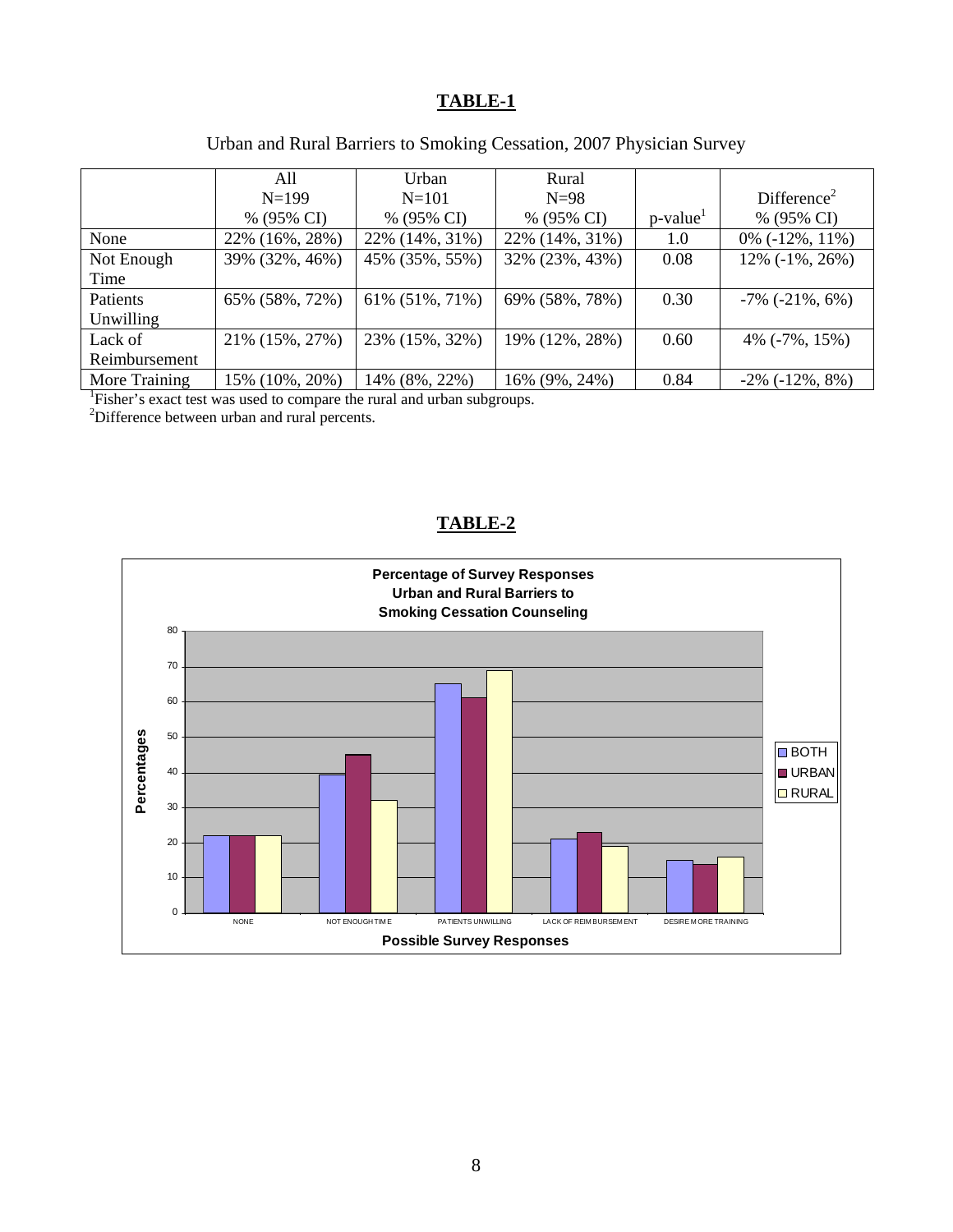## TABLE-1

Urban and Rural Barriers to Smoking Cessation, 2007 Physician Survey

| | All N=199 % (95% CI) | Urban N=101 % (95% CI) | Rural N=98 % (95% CI) | p-value[1] | Difference[2] % (95% CI) |
|---|---|---|---|---|---|
| None | 22% (16%, 28%) | 22% (14%, 31%) | 22% (14%, 31%) | 1.0 | 0% (-12%, 11%) |
| Not Enough Time | 39% (32%, 46%) | 45% (35%, 55%) | 32% (23%, 43%) | 0.08 | 12% (-1%, 26%) |
| Patients Unwilling | 65% (58%, 72%) | 61% (51%, 71%) | 69% (58%, 78%) | 0.30 | -7% (-21%, 6%) |
| Lack of Reimbursement | 21% (15%, 27%) | 23% (15%, 32%) | 19% (12%, 28%) | 0.60 | 4% (-7%, 15%) |
| More Training | 15% (10%, 20%) | 14% (8%, 22%) | 16% (9%, 24%) | 0.84 | -2% (-12%, 8%) |

[1]Fisher's exact test was used to compare the rural and urban subgroups.

[2]Difference between urban and rural percents.

## TABLE-2

**Percentage of Survey Responses**
**Urban and Rural Barriers to**
**Smoking Cessation Counseling**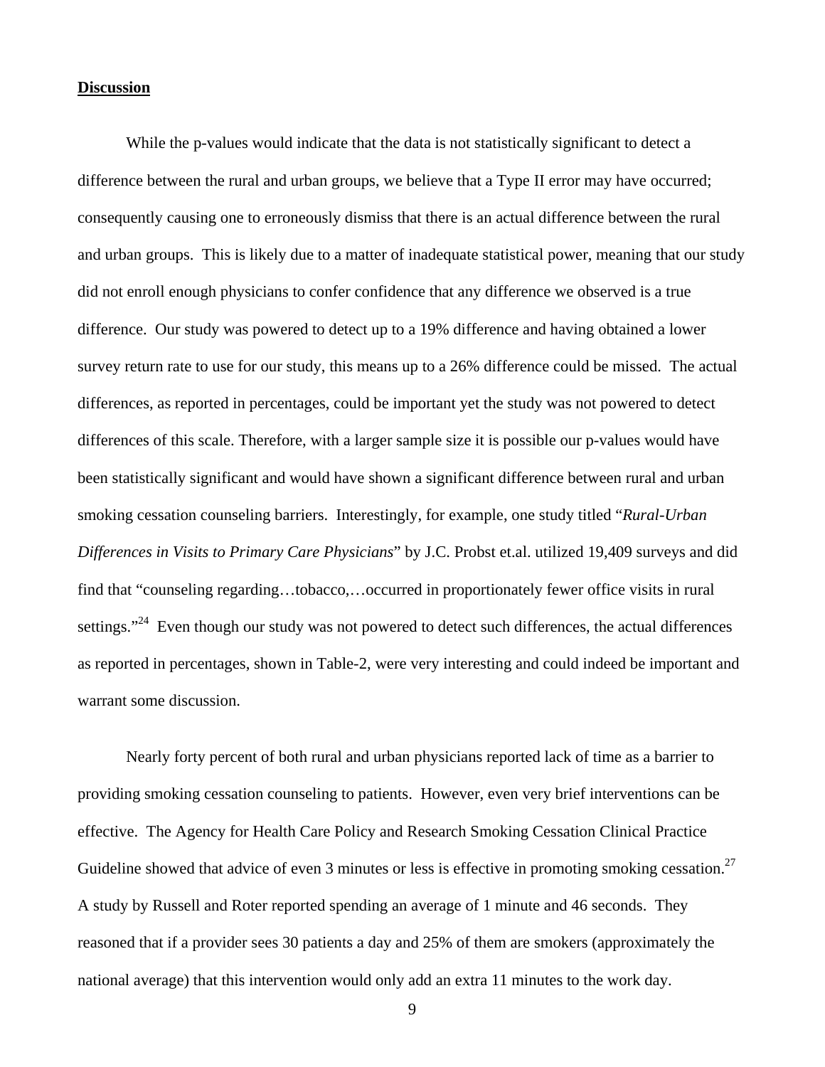**Discussion**

While the p-values would indicate that the data is not statistically significant to detect a difference between the rural and urban groups, we believe that a Type II error may have occurred; consequently causing one to erroneously dismiss that there is an actual difference between the rural and urban groups. This is likely due to a matter of inadequate statistical power, meaning that our study did not enroll enough physicians to confer confidence that any difference we observed is a true difference. Our study was powered to detect up to a 19% difference and having obtained a lower survey return rate to use for our study, this means up to a 26% difference could be missed. The actual differences, as reported in percentages, could be important yet the study was not powered to detect differences of this scale. Therefore, with a larger sample size it is possible our p-values would have been statistically significant and would have shown a significant difference between rural and urban smoking cessation counseling barriers. Interestingly, for example, one study titled "*Rural-Urban Differences in Visits to Primary Care Physicians*" by J.C. Probst et.al. utilized 19,409 surveys and did find that "counseling regarding…tobacco,…occurred in proportionately fewer office visits in rural settings."[24] Even though our study was not powered to detect such differences, the actual differences as reported in percentages, shown in Table-2, were very interesting and could indeed be important and warrant some discussion.

Nearly forty percent of both rural and urban physicians reported lack of time as a barrier to providing smoking cessation counseling to patients. However, even very brief interventions can be effective. The Agency for Health Care Policy and Research Smoking Cessation Clinical Practice Guideline showed that advice of even 3 minutes or less is effective in promoting smoking cessation.[27] A study by Russell and Roter reported spending an average of 1 minute and 46 seconds. They reasoned that if a provider sees 30 patients a day and 25% of them are smokers (approximately the national average) that this intervention would only add an extra 11 minutes to the work day.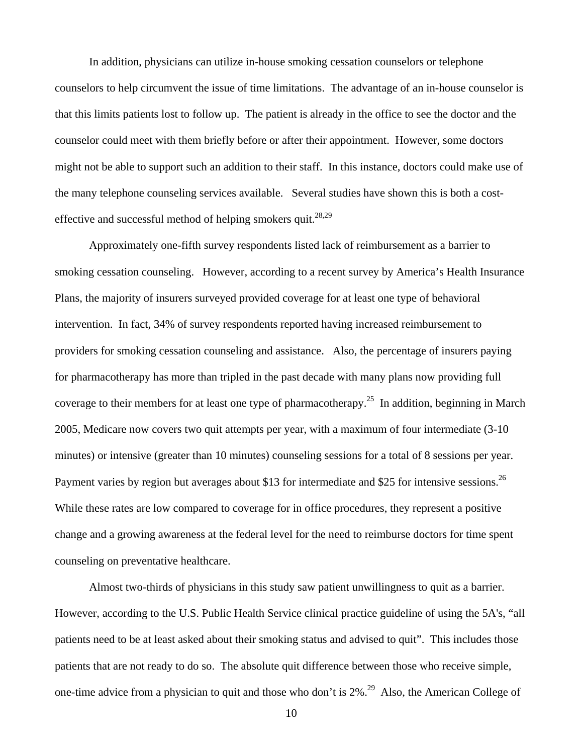In addition, physicians can utilize in-house smoking cessation counselors or telephone counselors to help circumvent the issue of time limitations. The advantage of an in-house counselor is that this limits patients lost to follow up. The patient is already in the office to see the doctor and the counselor could meet with them briefly before or after their appointment. However, some doctors might not be able to support such an addition to their staff. In this instance, doctors could make use of the many telephone counseling services available. Several studies have shown this is both a cost-effective and successful method of helping smokers quit.[28,29]

Approximately one-fifth survey respondents listed lack of reimbursement as a barrier to smoking cessation counseling. However, according to a recent survey by America's Health Insurance Plans, the majority of insurers surveyed provided coverage for at least one type of behavioral intervention. In fact, 34% of survey respondents reported having increased reimbursement to providers for smoking cessation counseling and assistance. Also, the percentage of insurers paying for pharmacotherapy has more than tripled in the past decade with many plans now providing full coverage to their members for at least one type of pharmacotherapy.[25] In addition, beginning in March 2005, Medicare now covers two quit attempts per year, with a maximum of four intermediate (3-10 minutes) or intensive (greater than 10 minutes) counseling sessions for a total of 8 sessions per year. Payment varies by region but averages about $13 for intermediate and $25 for intensive sessions.[26] While these rates are low compared to coverage for in office procedures, they represent a positive change and a growing awareness at the federal level for the need to reimburse doctors for time spent counseling on preventative healthcare.

Almost two-thirds of physicians in this study saw patient unwillingness to quit as a barrier. However, according to the U.S. Public Health Service clinical practice guideline of using the 5A's, "all patients need to be at least asked about their smoking status and advised to quit". This includes those patients that are not ready to do so. The absolute quit difference between those who receive simple, one-time advice from a physician to quit and those who don't is 2%.[29] Also, the American College of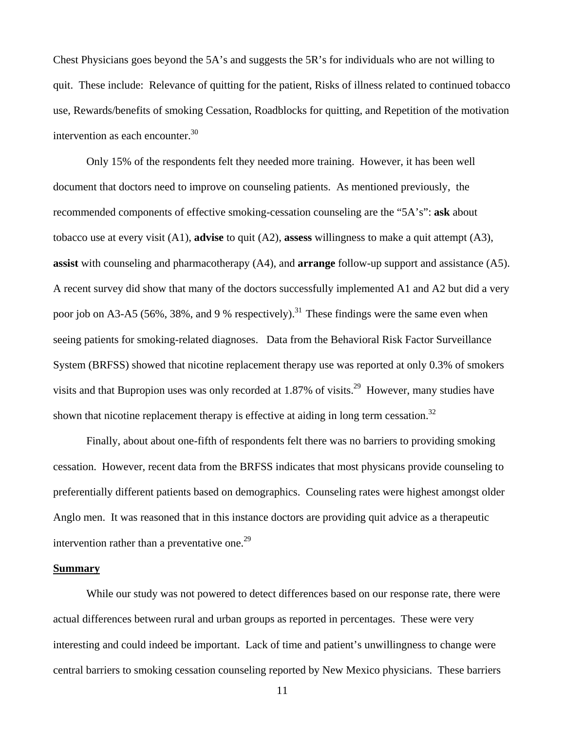Chest Physicians goes beyond the 5A's and suggests the 5R's for individuals who are not willing to quit. These include: Relevance of quitting for the patient, Risks of illness related to continued tobacco use, Rewards/benefits of smoking Cessation, Roadblocks for quitting, and Repetition of the motivation intervention as each encounter.[30]

Only 15% of the respondents felt they needed more training. However, it has been well document that doctors need to improve on counseling patients. As mentioned previously, the recommended components of effective smoking-cessation counseling are the "5A's": **ask** about tobacco use at every visit (A1), **advise** to quit (A2), **assess** willingness to make a quit attempt (A3), **assist** with counseling and pharmacotherapy (A4), and **arrange** follow-up support and assistance (A5). A recent survey did show that many of the doctors successfully implemented A1 and A2 but did a very poor job on A3-A5 (56%, 38%, and 9 % respectively).[31] These findings were the same even when seeing patients for smoking-related diagnoses. Data from the Behavioral Risk Factor Surveillance System (BRFSS) showed that nicotine replacement therapy use was reported at only 0.3% of smokers visits and that Bupropion uses was only recorded at 1.87% of visits.[29] However, many studies have shown that nicotine replacement therapy is effective at aiding in long term cessation.[32]

Finally, about about one-fifth of respondents felt there was no barriers to providing smoking cessation. However, recent data from the BRFSS indicates that most physicans provide counseling to preferentially different patients based on demographics. Counseling rates were highest amongst older Anglo men. It was reasoned that in this instance doctors are providing quit advice as a therapeutic intervention rather than a preventative one.[29]

## Summary

While our study was not powered to detect differences based on our response rate, there were actual differences between rural and urban groups as reported in percentages. These were very interesting and could indeed be important. Lack of time and patient's unwillingness to change were central barriers to smoking cessation counseling reported by New Mexico physicians. These barriers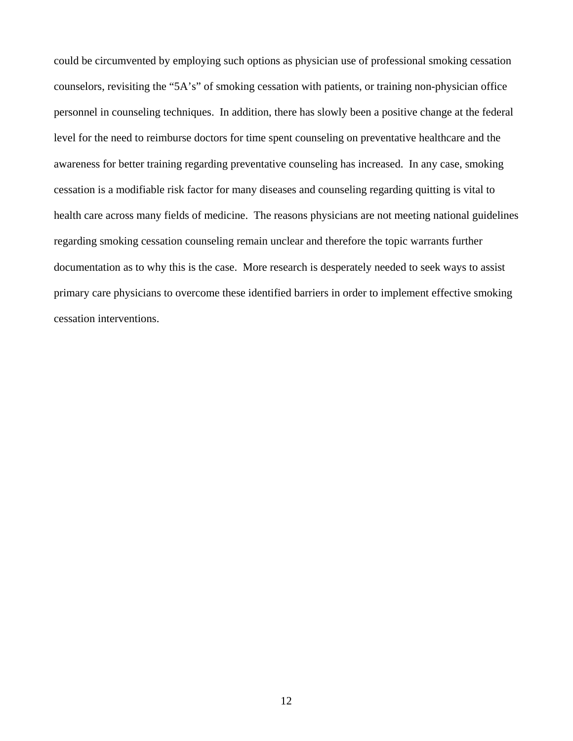could be circumvented by employing such options as physician use of professional smoking cessation counselors, revisiting the "5A's" of smoking cessation with patients, or training non-physician office personnel in counseling techniques. In addition, there has slowly been a positive change at the federal level for the need to reimburse doctors for time spent counseling on preventative healthcare and the awareness for better training regarding preventative counseling has increased. In any case, smoking cessation is a modifiable risk factor for many diseases and counseling regarding quitting is vital to health care across many fields of medicine. The reasons physicians are not meeting national guidelines regarding smoking cessation counseling remain unclear and therefore the topic warrants further documentation as to why this is the case. More research is desperately needed to seek ways to assist primary care physicians to overcome these identified barriers in order to implement effective smoking cessation interventions.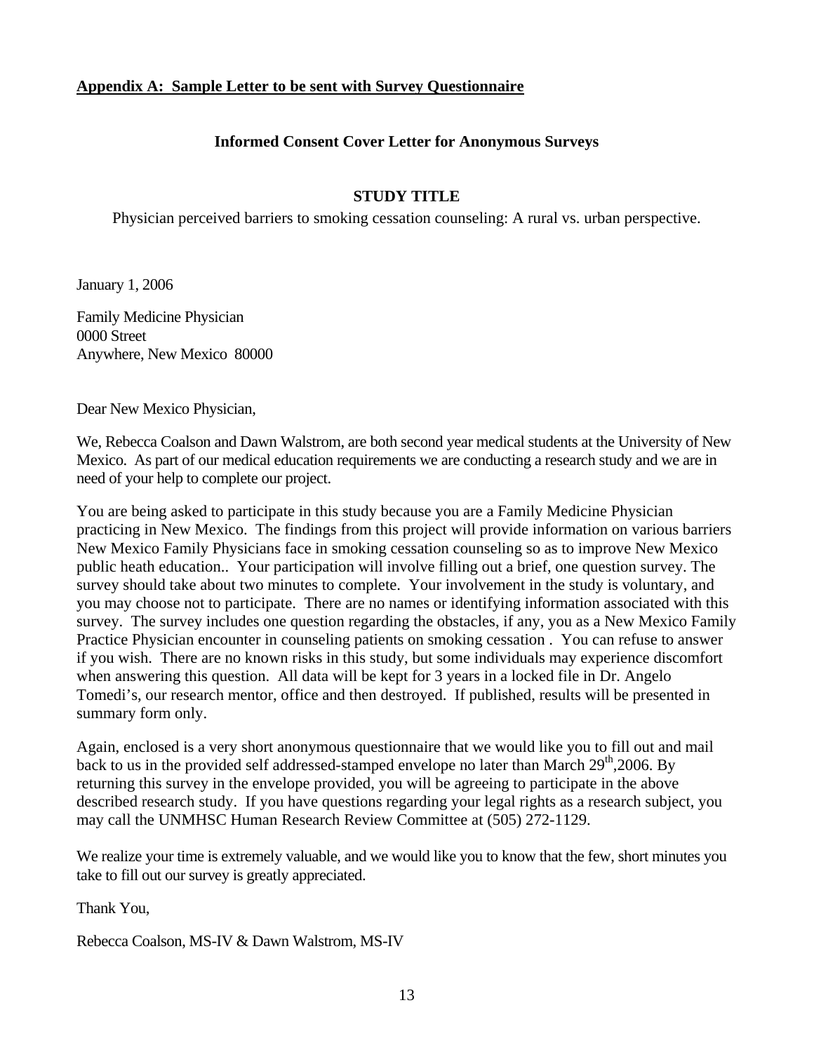**Appendix A: Sample Letter to be sent with Survey Questionnaire**

**Informed Consent Cover Letter for Anonymous Surveys**

**STUDY TITLE**

Physician perceived barriers to smoking cessation counseling: A rural vs. urban perspective.

January 1, 2006

Family Medicine Physician
0000 Street
Anywhere, New Mexico 80000

Dear New Mexico Physician,

We, Rebecca Coalson and Dawn Walstrom, are both second year medical students at the University of New Mexico. As part of our medical education requirements we are conducting a research study and we are in need of your help to complete our project.

You are being asked to participate in this study because you are a Family Medicine Physician practicing in New Mexico. The findings from this project will provide information on various barriers New Mexico Family Physicians face in smoking cessation counseling so as to improve New Mexico public heath education.. Your participation will involve filling out a brief, one question survey. The survey should take about two minutes to complete. Your involvement in the study is voluntary, and you may choose not to participate. There are no names or identifying information associated with this survey. The survey includes one question regarding the obstacles, if any, you as a New Mexico Family Practice Physician encounter in counseling patients on smoking cessation . You can refuse to answer if you wish. There are no known risks in this study, but some individuals may experience discomfort when answering this question. All data will be kept for 3 years in a locked file in Dr. Angelo Tomedi's, our research mentor, office and then destroyed. If published, results will be presented in summary form only.

Again, enclosed is a very short anonymous questionnaire that we would like you to fill out and mail back to us in the provided self addressed-stamped envelope no later than March 29th,2006. By returning this survey in the envelope provided, you will be agreeing to participate in the above described research study. If you have questions regarding your legal rights as a research subject, you may call the UNMHSC Human Research Review Committee at (505) 272-1129.

We realize your time is extremely valuable, and we would like you to know that the few, short minutes you take to fill out our survey is greatly appreciated.

Thank You,

Rebecca Coalson, MS-IV & Dawn Walstrom, MS-IV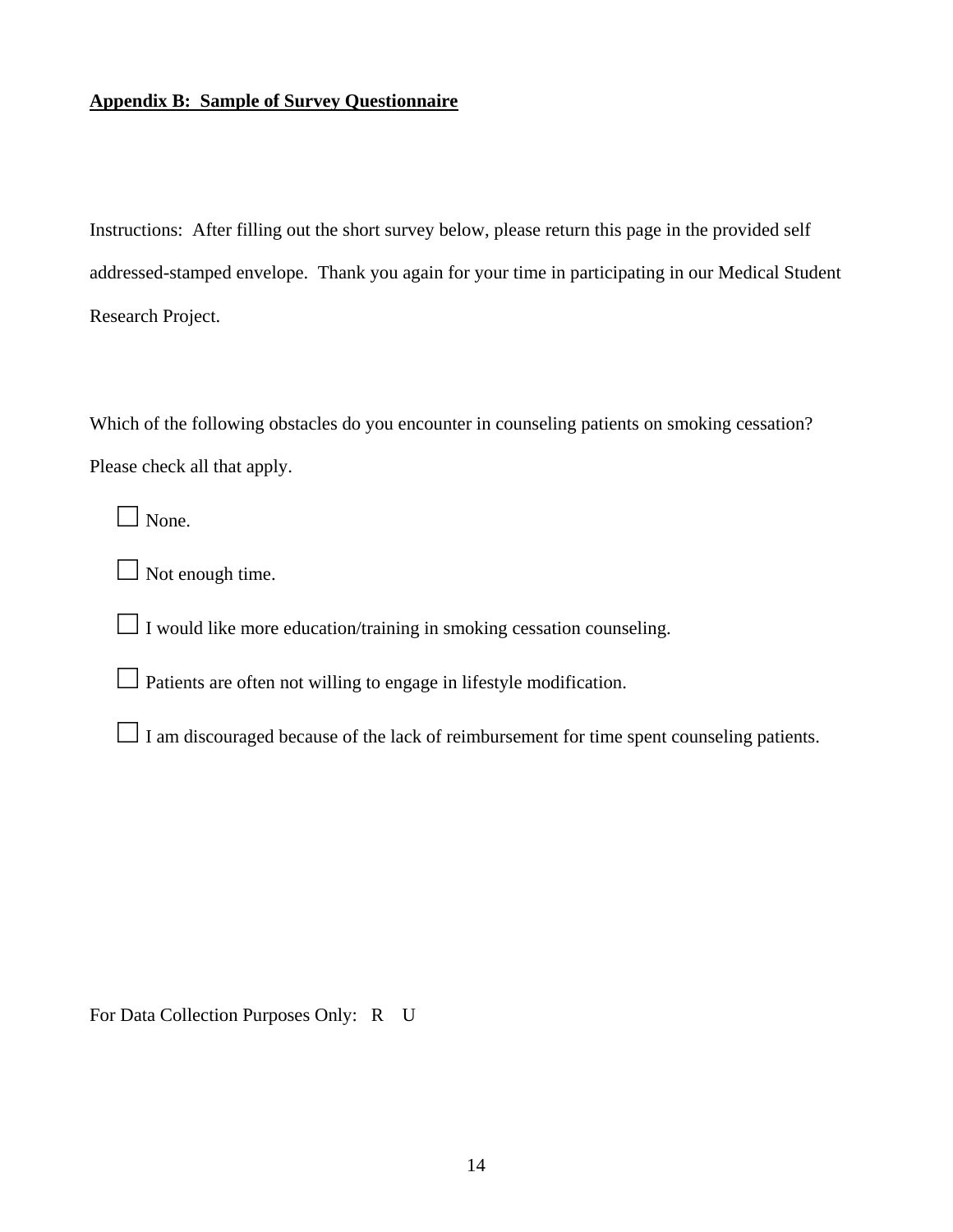**Appendix B: Sample of Survey Questionnaire**

Instructions: After filling out the short survey below, please return this page in the provided self addressed-stamped envelope. Thank you again for your time in participating in our Medical Student Research Project.

Which of the following obstacles do you encounter in counseling patients on smoking cessation? Please check all that apply.

- ☐ None.
- ☐ Not enough time.
- ☐ I would like more education/training in smoking cessation counseling.
- ☐ Patients are often not willing to engage in lifestyle modification.
- ☐ I am discouraged because of the lack of reimbursement for time spent counseling patients.

For Data Collection Purposes Only: R U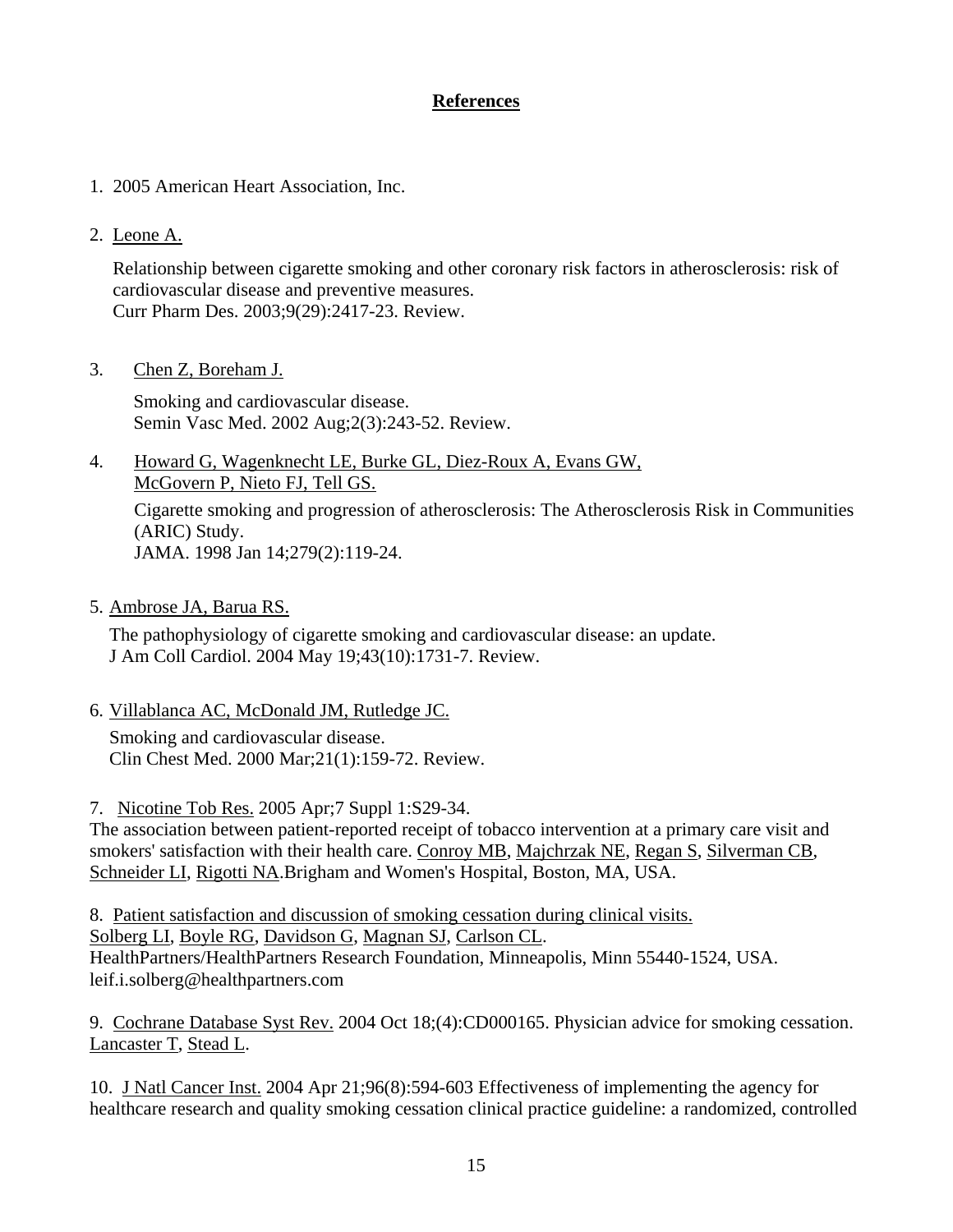## References

1. 2005 American Heart Association, Inc.

2. Leone A.

   Relationship between cigarette smoking and other coronary risk factors in atherosclerosis: risk of cardiovascular disease and preventive measures.
   Curr Pharm Des. 2003;9(29):2417-23. Review.

3. Chen Z, Boreham J.

   Smoking and cardiovascular disease.
   Semin Vasc Med. 2002 Aug;2(3):243-52. Review.

4. Howard G, Wagenknecht LE, Burke GL, Diez-Roux A, Evans GW, McGovern P, Nieto FJ, Tell GS.

   Cigarette smoking and progression of atherosclerosis: The Atherosclerosis Risk in Communities (ARIC) Study.
   JAMA. 1998 Jan 14;279(2):119-24.

5. Ambrose JA, Barua RS.

   The pathophysiology of cigarette smoking and cardiovascular disease: an update.
   J Am Coll Cardiol. 2004 May 19;43(10):1731-7. Review.

6. Villablanca AC, McDonald JM, Rutledge JC.

   Smoking and cardiovascular disease.
   Clin Chest Med. 2000 Mar;21(1):159-72. Review.

7. Nicotine Tob Res. 2005 Apr;7 Suppl 1:S29-34.
The association between patient-reported receipt of tobacco intervention at a primary care visit and smokers' satisfaction with their health care. Conroy MB, Majchrzak NE, Regan S, Silverman CB, Schneider LI, Rigotti NA.Brigham and Women's Hospital, Boston, MA, USA.

8. Patient satisfaction and discussion of smoking cessation during clinical visits.
Solberg LI, Boyle RG, Davidson G, Magnan SJ, Carlson CL.
HealthPartners/HealthPartners Research Foundation, Minneapolis, Minn 55440-1524, USA.
leif.i.solberg@healthpartners.com

9. Cochrane Database Syst Rev. 2004 Oct 18;(4):CD000165. Physician advice for smoking cessation. Lancaster T, Stead L.

10. J Natl Cancer Inst. 2004 Apr 21;96(8):594-603 Effectiveness of implementing the agency for healthcare research and quality smoking cessation clinical practice guideline: a randomized, controlled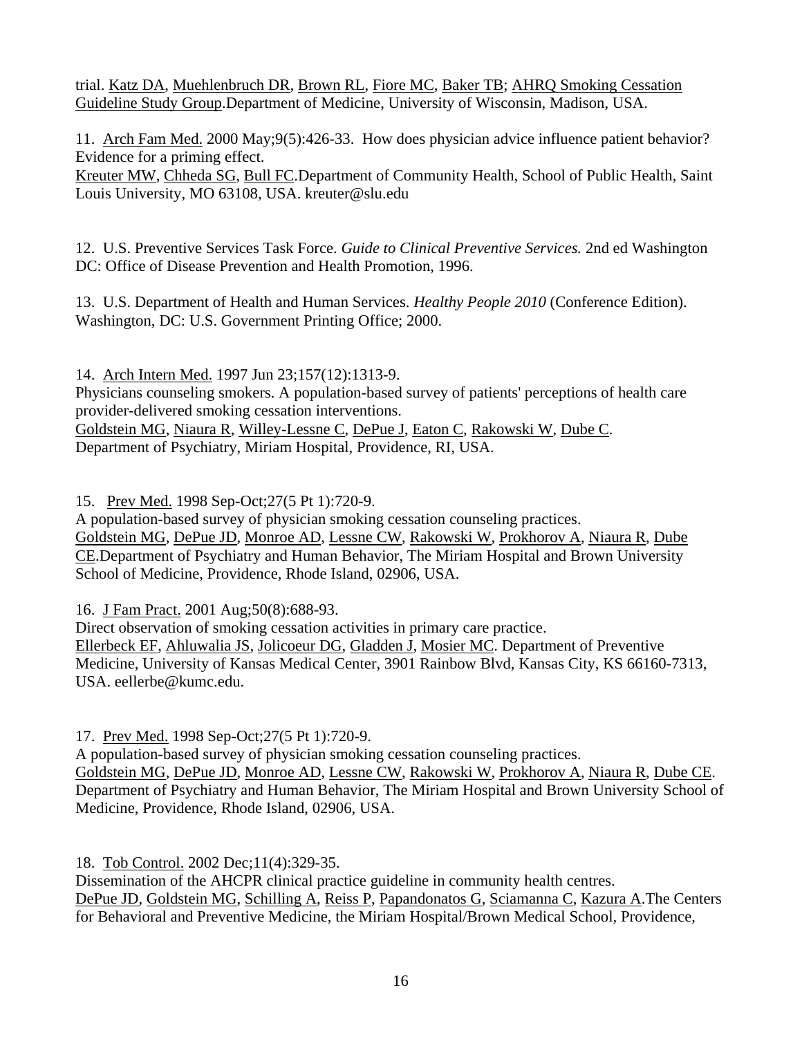trial. Katz DA, Muehlenbruch DR, Brown RL, Fiore MC, Baker TB; AHRQ Smoking Cessation Guideline Study Group.Department of Medicine, University of Wisconsin, Madison, USA.

11. Arch Fam Med. 2000 May;9(5):426-33. How does physician advice influence patient behavior? Evidence for a priming effect.
Kreuter MW, Chheda SG, Bull FC.Department of Community Health, School of Public Health, Saint Louis University, MO 63108, USA. kreuter@slu.edu

12. U.S. Preventive Services Task Force. *Guide to Clinical Preventive Services.* 2nd ed Washington DC: Office of Disease Prevention and Health Promotion, 1996.

13. U.S. Department of Health and Human Services. *Healthy People 2010* (Conference Edition). Washington, DC: U.S. Government Printing Office; 2000.

14. Arch Intern Med. 1997 Jun 23;157(12):1313-9.
Physicians counseling smokers. A population-based survey of patients' perceptions of health care provider-delivered smoking cessation interventions.
Goldstein MG, Niaura R, Willey-Lessne C, DePue J, Eaton C, Rakowski W, Dube C.
Department of Psychiatry, Miriam Hospital, Providence, RI, USA.

15. Prev Med. 1998 Sep-Oct;27(5 Pt 1):720-9.
A population-based survey of physician smoking cessation counseling practices.
Goldstein MG, DePue JD, Monroe AD, Lessne CW, Rakowski W, Prokhorov A, Niaura R, Dube CE.Department of Psychiatry and Human Behavior, The Miriam Hospital and Brown University School of Medicine, Providence, Rhode Island, 02906, USA.

16. J Fam Pract. 2001 Aug;50(8):688-93.
Direct observation of smoking cessation activities in primary care practice.
Ellerbeck EF, Ahluwalia JS, Jolicoeur DG, Gladden J, Mosier MC. Department of Preventive Medicine, University of Kansas Medical Center, 3901 Rainbow Blvd, Kansas City, KS 66160-7313, USA. eellerbe@kumc.edu.

17. Prev Med. 1998 Sep-Oct;27(5 Pt 1):720-9.
A population-based survey of physician smoking cessation counseling practices.
Goldstein MG, DePue JD, Monroe AD, Lessne CW, Rakowski W, Prokhorov A, Niaura R, Dube CE.
Department of Psychiatry and Human Behavior, The Miriam Hospital and Brown University School of Medicine, Providence, Rhode Island, 02906, USA.

18. Tob Control. 2002 Dec;11(4):329-35.
Dissemination of the AHCPR clinical practice guideline in community health centres.
DePue JD, Goldstein MG, Schilling A, Reiss P, Papandonatos G, Sciamanna C, Kazura A.The Centers for Behavioral and Preventive Medicine, the Miriam Hospital/Brown Medical School, Providence,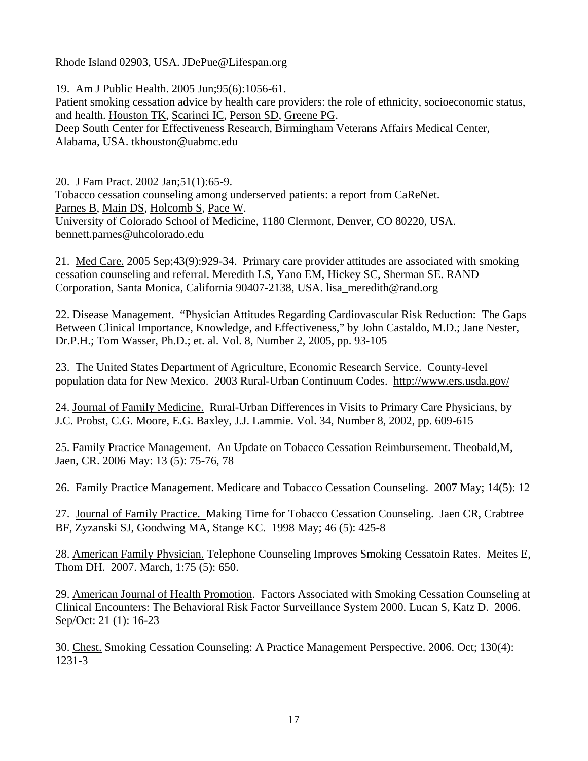Rhode Island 02903, USA. JDePue@Lifespan.org

19. Am J Public Health. 2005 Jun;95(6):1056-61.
Patient smoking cessation advice by health care providers: the role of ethnicity, socioeconomic status, and health. Houston TK, Scarinci IC, Person SD, Greene PG.
Deep South Center for Effectiveness Research, Birmingham Veterans Affairs Medical Center, Alabama, USA. tkhouston@uabmc.edu

20. J Fam Pract. 2002 Jan;51(1):65-9.
Tobacco cessation counseling among underserved patients: a report from CaReNet.
Parnes B, Main DS, Holcomb S, Pace W.
University of Colorado School of Medicine, 1180 Clermont, Denver, CO 80220, USA. bennett.parnes@uhcolorado.edu

21. Med Care. 2005 Sep;43(9):929-34. Primary care provider attitudes are associated with smoking cessation counseling and referral. Meredith LS, Yano EM, Hickey SC, Sherman SE. RAND Corporation, Santa Monica, California 90407-2138, USA. lisa_meredith@rand.org

22. Disease Management. "Physician Attitudes Regarding Cardiovascular Risk Reduction: The Gaps Between Clinical Importance, Knowledge, and Effectiveness," by John Castaldo, M.D.; Jane Nester, Dr.P.H.; Tom Wasser, Ph.D.; et. al. Vol. 8, Number 2, 2005, pp. 93-105

23. The United States Department of Agriculture, Economic Research Service. County-level population data for New Mexico. 2003 Rural-Urban Continuum Codes. http://www.ers.usda.gov/

24. Journal of Family Medicine. Rural-Urban Differences in Visits to Primary Care Physicians, by J.C. Probst, C.G. Moore, E.G. Baxley, J.J. Lammie. Vol. 34, Number 8, 2002, pp. 609-615

25. Family Practice Management. An Update on Tobacco Cessation Reimbursement. Theobald,M, Jaen, CR. 2006 May: 13 (5): 75-76, 78

26. Family Practice Management. Medicare and Tobacco Cessation Counseling. 2007 May; 14(5): 12

27. Journal of Family Practice. Making Time for Tobacco Cessation Counseling. Jaen CR, Crabtree BF, Zyzanski SJ, Goodwing MA, Stange KC. 1998 May; 46 (5): 425-8

28. American Family Physician. Telephone Counseling Improves Smoking Cessatoin Rates. Meites E, Thom DH. 2007. March, 1:75 (5): 650.

29. American Journal of Health Promotion. Factors Associated with Smoking Cessation Counseling at Clinical Encounters: The Behavioral Risk Factor Surveillance System 2000. Lucan S, Katz D. 2006. Sep/Oct: 21 (1): 16-23

30. Chest. Smoking Cessation Counseling: A Practice Management Perspective. 2006. Oct; 130(4): 1231-3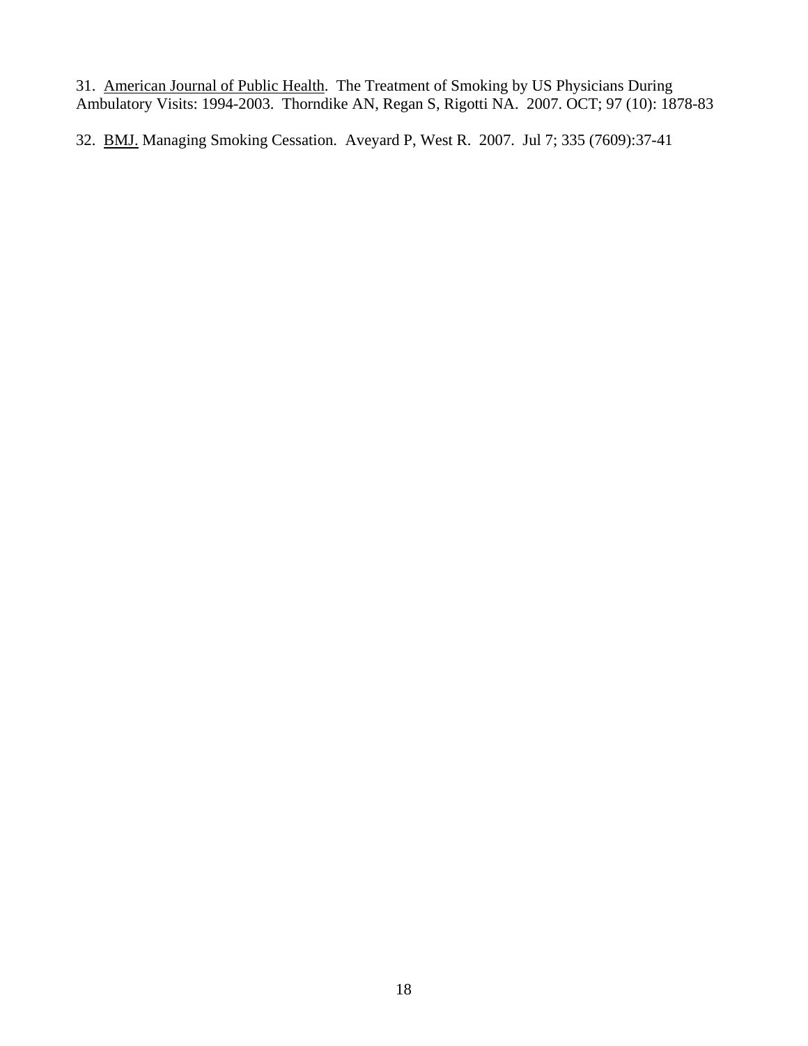31. <u>American Journal of Public Health</u>. The Treatment of Smoking by US Physicians During Ambulatory Visits: 1994-2003. Thorndike AN, Regan S, Rigotti NA. 2007. OCT; 97 (10): 1878-83

32. <u>BMJ.</u> Managing Smoking Cessation. Aveyard P, West R. 2007. Jul 7; 335 (7609):37-41